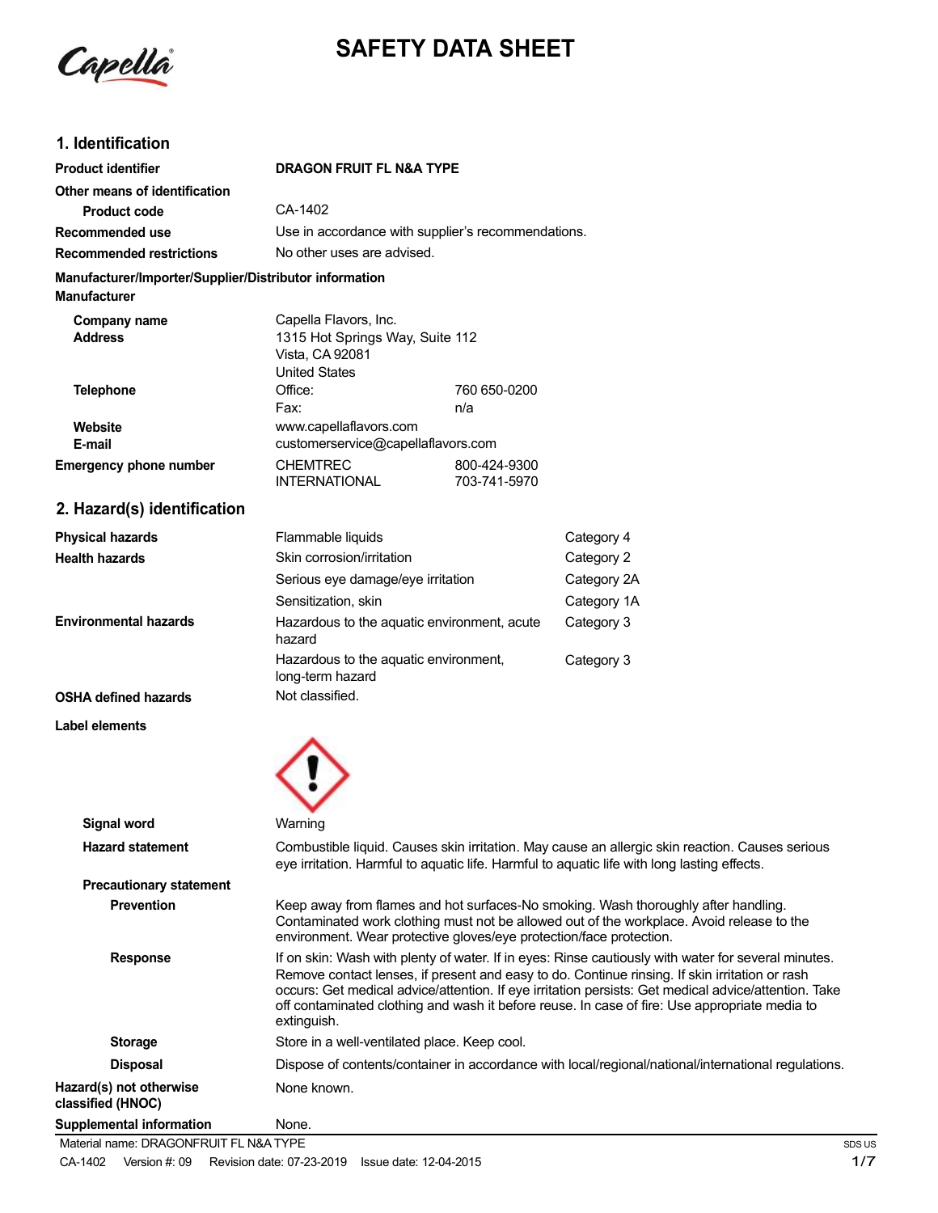# SAFETY DATA SHEET

## 1. Identification

| | |
|---|---|
| **Product identifier** | **DRAGON FRUIT FL N&A TYPE** |
| **Other means of identification** | |
| **Product code** | CA-1402 |
| **Recommended use** | Use in accordance with supplier's recommendations. |
| **Recommended restrictions** | No other uses are advised. |

**Manufacturer/Importer/Supplier/Distributor information**

**Manufacturer**

| | | |
|---|---|---|
| **Company name** | Capella Flavors, Inc. | |
| **Address** | 1315 Hot Springs Way, Suite 112<br>Vista, CA 92081<br>United States | |
| **Telephone** | Office: | 760 650-0200 |
| | Fax: | n/a |
| **Website** | www.capellaflavors.com | |
| **E-mail** | customerservice@capellaflavors.com | |
| **Emergency phone number** | CHEMTREC | 800-424-9300 |
| | INTERNATIONAL | 703-741-5970 |

## 2. Hazard(s) identification

| | | |
|---|---|---|
| **Physical hazards** | Flammable liquids | Category 4 |
| **Health hazards** | Skin corrosion/irritation | Category 2 |
| | Serious eye damage/eye irritation | Category 2A |
| | Sensitization, skin | Category 1A |
| **Environmental hazards** | Hazardous to the aquatic environment, acute hazard | Category 3 |
| | Hazardous to the aquatic environment, long-term hazard | Category 3 |
| **OSHA defined hazards** | Not classified. | |

**Label elements**

| | |
|---|---|
| **Signal word** | Warning |
| **Hazard statement** | Combustible liquid. Causes skin irritation. May cause an allergic skin reaction. Causes serious eye irritation. Harmful to aquatic life. Harmful to aquatic life with long lasting effects. |
| **Precautionary statement** | |
| **Prevention** | Keep away from flames and hot surfaces-No smoking. Wash thoroughly after handling. Contaminated work clothing must not be allowed out of the workplace. Avoid release to the environment. Wear protective gloves/eye protection/face protection. |
| **Response** | If on skin: Wash with plenty of water. If in eyes: Rinse cautiously with water for several minutes. Remove contact lenses, if present and easy to do. Continue rinsing. If skin irritation or rash occurs: Get medical advice/attention. If eye irritation persists: Get medical advice/attention. Take off contaminated clothing and wash it before reuse. In case of fire: Use appropriate media to extinguish. |
| **Storage** | Store in a well-ventilated place. Keep cool. |
| **Disposal** | Dispose of contents/container in accordance with local/regional/national/international regulations. |
| **Hazard(s) not otherwise classified (HNOC)** | None known. |
| **Supplemental information** | None. |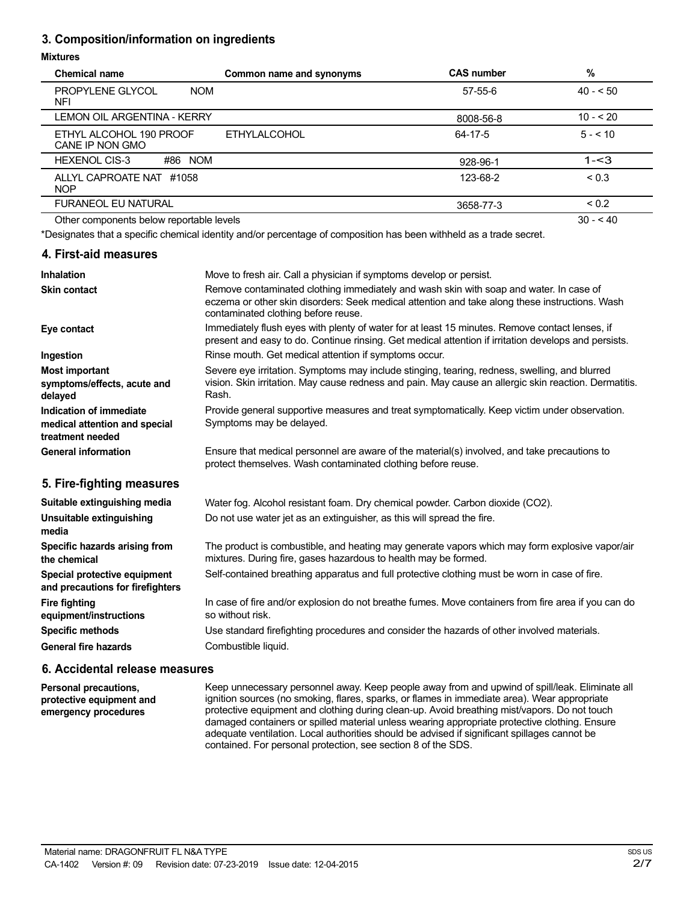## 3. Composition/information on ingredients

**Mixtures**

| Chemical name | Common name and synonyms | CAS number | % |
|---|---|---|---|
| PROPYLENE GLYCOL NOM NFI | | 57-55-6 | 40 - < 50 |
| LEMON OIL ARGENTINA - KERRY | | 8008-56-8 | 10 - < 20 |
| ETHYL ALCOHOL 190 PROOF CANE IP NON GMO | ETHYLALCOHOL | 64-17-5 | 5 - < 10 |
| HEXENOL CIS-3 #86 NOM | | 928-96-1 | 1-<3 |
| ALLYL CAPROATE NAT #1058 NOP | | 123-68-2 | < 0.3 |
| FURANEOL EU NATURAL | | 3658-77-3 | < 0.2 |
| Other components below reportable levels | | | 30 - < 40 |

*Designates that a specific chemical identity and/or percentage of composition has been withheld as a trade secret.

## 4. First-aid measures

**Inhalation**
Move to fresh air. Call a physician if symptoms develop or persist.

**Skin contact**
Remove contaminated clothing immediately and wash skin with soap and water. In case of eczema or other skin disorders: Seek medical attention and take along these instructions. Wash contaminated clothing before reuse.

**Eye contact**
Immediately flush eyes with plenty of water for at least 15 minutes. Remove contact lenses, if present and easy to do. Continue rinsing. Get medical attention if irritation develops and persists.

**Ingestion**
Rinse mouth. Get medical attention if symptoms occur.

**Most important symptoms/effects, acute and delayed**
Severe eye irritation. Symptoms may include stinging, tearing, redness, swelling, and blurred vision. Skin irritation. May cause redness and pain. May cause an allergic skin reaction. Dermatitis. Rash.

**Indication of immediate medical attention and special treatment needed**
Provide general supportive measures and treat symptomatically. Keep victim under observation. Symptoms may be delayed.

**General information**
Ensure that medical personnel are aware of the material(s) involved, and take precautions to protect themselves. Wash contaminated clothing before reuse.

## 5. Fire-fighting measures

**Suitable extinguishing media**
Water fog. Alcohol resistant foam. Dry chemical powder. Carbon dioxide ($CO_2$).

**Unsuitable extinguishing media**
Do not use water jet as an extinguisher, as this will spread the fire.

**Specific hazards arising from the chemical**
The product is combustible, and heating may generate vapors which may form explosive vapor/air mixtures. During fire, gases hazardous to health may be formed.

**Special protective equipment and precautions for firefighters**
Self-contained breathing apparatus and full protective clothing must be worn in case of fire.

**Fire fighting equipment/instructions**
In case of fire and/or explosion do not breathe fumes. Move containers from fire area if you can do so without risk.

**Specific methods**
Use standard firefighting procedures and consider the hazards of other involved materials.

**General fire hazards**
Combustible liquid.

## 6. Accidental release measures

**Personal precautions, protective equipment and emergency procedures**
Keep unnecessary personnel away. Keep people away from and upwind of spill/leak. Eliminate all ignition sources (no smoking, flares, sparks, or flames in immediate area). Wear appropriate protective equipment and clothing during clean-up. Avoid breathing mist/vapors. Do not touch damaged containers or spilled material unless wearing appropriate protective clothing. Ensure adequate ventilation. Local authorities should be advised if significant spillages cannot be contained. For personal protection, see section 8 of the SDS.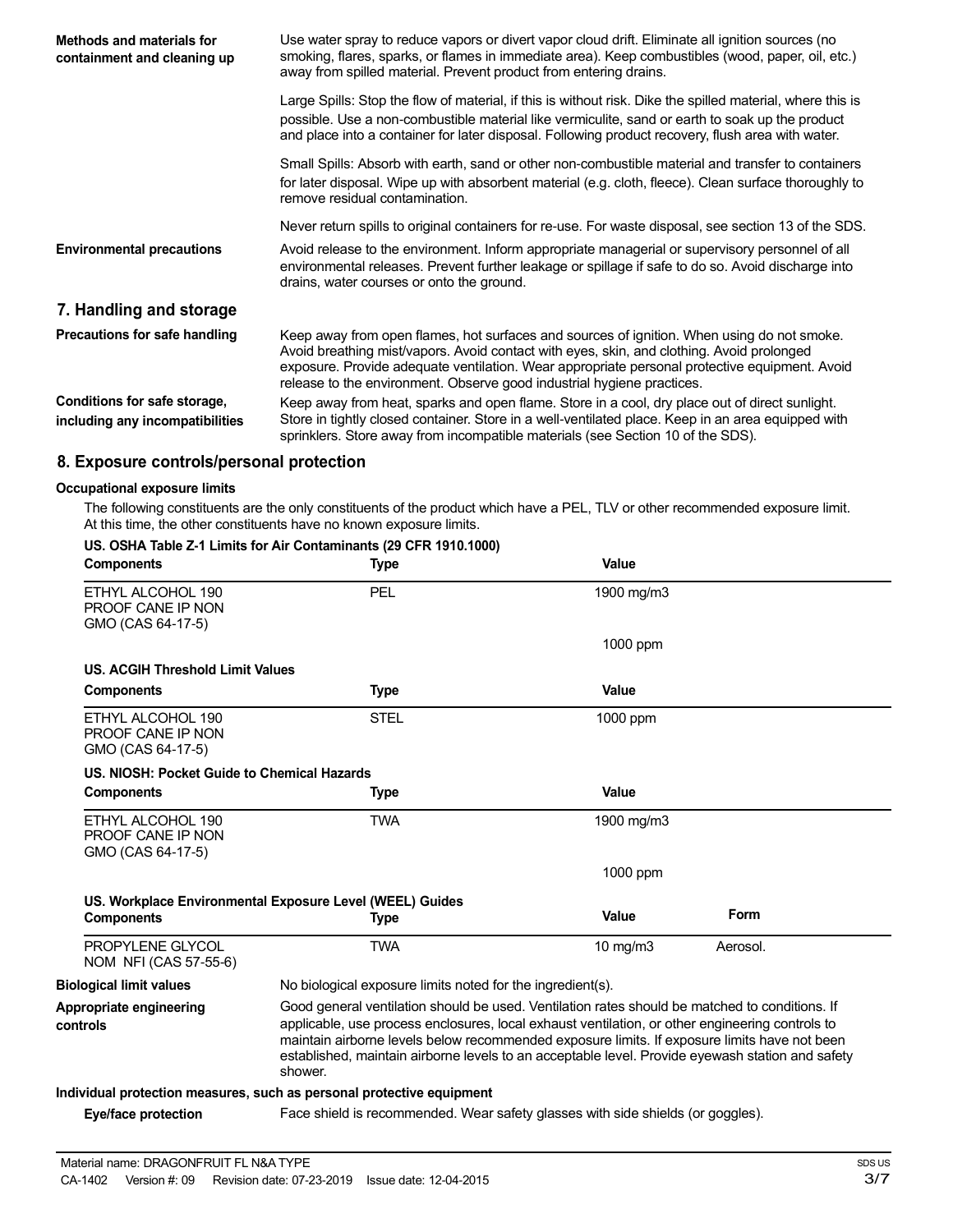**Methods and materials for containment and cleaning up**

Use water spray to reduce vapors or divert vapor cloud drift. Eliminate all ignition sources (no smoking, flares, sparks, or flames in immediate area). Keep combustibles (wood, paper, oil, etc.) away from spilled material. Prevent product from entering drains.

Large Spills: Stop the flow of material, if this is without risk. Dike the spilled material, where this is possible. Use a non-combustible material like vermiculite, sand or earth to soak up the product and place into a container for later disposal. Following product recovery, flush area with water.

Small Spills: Absorb with earth, sand or other non-combustible material and transfer to containers for later disposal. Wipe up with absorbent material (e.g. cloth, fleece). Clean surface thoroughly to remove residual contamination.

Never return spills to original containers for re-use. For waste disposal, see section 13 of the SDS.

**Environmental precautions**

Avoid release to the environment. Inform appropriate managerial or supervisory personnel of all environmental releases. Prevent further leakage or spillage if safe to do so. Avoid discharge into drains, water courses or onto the ground.

## 7. Handling and storage

**Precautions for safe handling**

Keep away from open flames, hot surfaces and sources of ignition. When using do not smoke. Avoid breathing mist/vapors. Avoid contact with eyes, skin, and clothing. Avoid prolonged exposure. Provide adequate ventilation. Wear appropriate personal protective equipment. Avoid release to the environment. Observe good industrial hygiene practices.

**Conditions for safe storage, including any incompatibilities**

Keep away from heat, sparks and open flame. Store in a cool, dry place out of direct sunlight. Store in tightly closed container. Store in a well-ventilated place. Keep in an area equipped with sprinklers. Store away from incompatible materials (see Section 10 of the SDS).

## 8. Exposure controls/personal protection

**Occupational exposure limits**

The following constituents are the only constituents of the product which have a PEL, TLV or other recommended exposure limit. At this time, the other constituents have no known exposure limits.

**US. OSHA Table Z-1 Limits for Air Contaminants (29 CFR 1910.1000)**

| Components | Type | Value |
|---|---|---|
| ETHYL ALCOHOL 190 PROOF CANE IP NON GMO (CAS 64-17-5) | PEL | 1900 mg/m3 |
| | | 1000 ppm |

**US. ACGIH Threshold Limit Values**

| Components | Type | Value |
|---|---|---|
| ETHYL ALCOHOL 190 PROOF CANE IP NON GMO (CAS 64-17-5) | STEL | 1000 ppm |

**US. NIOSH: Pocket Guide to Chemical Hazards**

| Components | Type | Value |
|---|---|---|
| ETHYL ALCOHOL 190 PROOF CANE IP NON GMO (CAS 64-17-5) | TWA | 1900 mg/m3 |
| | | 1000 ppm |

**US. Workplace Environmental Exposure Level (WEEL) Guides**

| Components | Type | Value | Form |
|---|---|---|---|
| PROPYLENE GLYCOL NOM NFI (CAS 57-55-6) | TWA | 10 mg/m3 | Aerosol. |

**Biological limit values**

No biological exposure limits noted for the ingredient(s).

**Appropriate engineering controls**

Good general ventilation should be used. Ventilation rates should be matched to conditions. If applicable, use process enclosures, local exhaust ventilation, or other engineering controls to maintain airborne levels below recommended exposure limits. If exposure limits have not been established, maintain airborne levels to an acceptable level. Provide eyewash station and safety shower.

**Individual protection measures, such as personal protective equipment**

**Eye/face protection**

Face shield is recommended. Wear safety glasses with side shields (or goggles).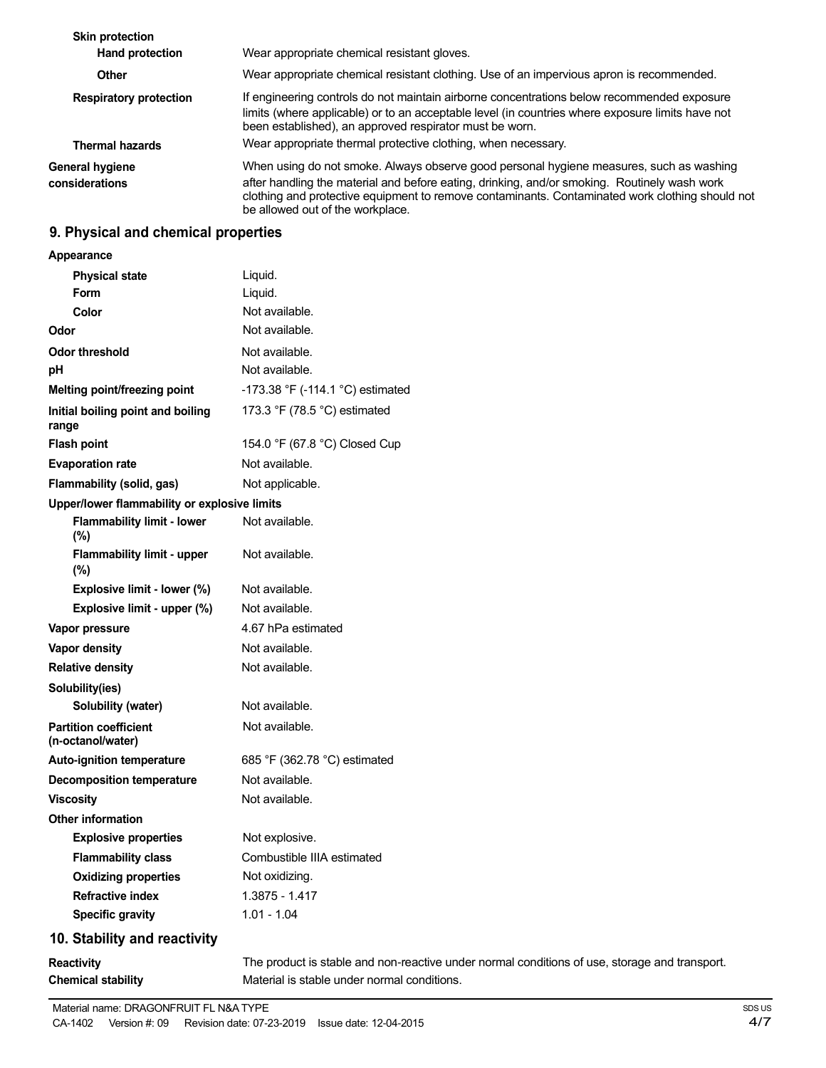| | |
|---|---|
| **Skin protection** | |
| **Hand protection** | Wear appropriate chemical resistant gloves. |
| **Other** | Wear appropriate chemical resistant clothing. Use of an impervious apron is recommended. |
| **Respiratory protection** | If engineering controls do not maintain airborne concentrations below recommended exposure limits (where applicable) or to an acceptable level (in countries where exposure limits have not been established), an approved respirator must be worn. |
| **Thermal hazards** | Wear appropriate thermal protective clothing, when necessary. |
| **General hygiene considerations** | When using do not smoke. Always observe good personal hygiene measures, such as washing after handling the material and before eating, drinking, and/or smoking. Routinely wash work clothing and protective equipment to remove contaminants. Contaminated work clothing should not be allowed out of the workplace. |

## 9. Physical and chemical properties

| | |
|---|---|
| **Appearance** | |
| **Physical state** | Liquid. |
| **Form** | Liquid. |
| **Color** | Not available. |
| **Odor** | Not available. |
| **Odor threshold** | Not available. |
| **pH** | Not available. |
| **Melting point/freezing point** | -173.38 °F (-114.1 °C) estimated |
| **Initial boiling point and boiling range** | 173.3 °F (78.5 °C) estimated |
| **Flash point** | 154.0 °F (67.8 °C) Closed Cup |
| **Evaporation rate** | Not available. |
| **Flammability (solid, gas)** | Not applicable. |
| **Upper/lower flammability or explosive limits** | |
| **Flammability limit - lower (%)** | Not available. |
| **Flammability limit - upper (%)** | Not available. |
| **Explosive limit - lower (%)** | Not available. |
| **Explosive limit - upper (%)** | Not available. |
| **Vapor pressure** | 4.67 hPa estimated |
| **Vapor density** | Not available. |
| **Relative density** | Not available. |
| **Solubility(ies)** | |
| **Solubility (water)** | Not available. |
| **Partition coefficient (n-octanol/water)** | Not available. |
| **Auto-ignition temperature** | 685 °F (362.78 °C) estimated |
| **Decomposition temperature** | Not available. |
| **Viscosity** | Not available. |
| **Other information** | |
| **Explosive properties** | Not explosive. |
| **Flammability class** | Combustible IIIA estimated |
| **Oxidizing properties** | Not oxidizing. |
| **Refractive index** | 1.3875 - 1.417 |
| **Specific gravity** | 1.01 - 1.04 |

## 10. Stability and reactivity

| | |
|---|---|
| **Reactivity** | The product is stable and non-reactive under normal conditions of use, storage and transport. |
| **Chemical stability** | Material is stable under normal conditions. |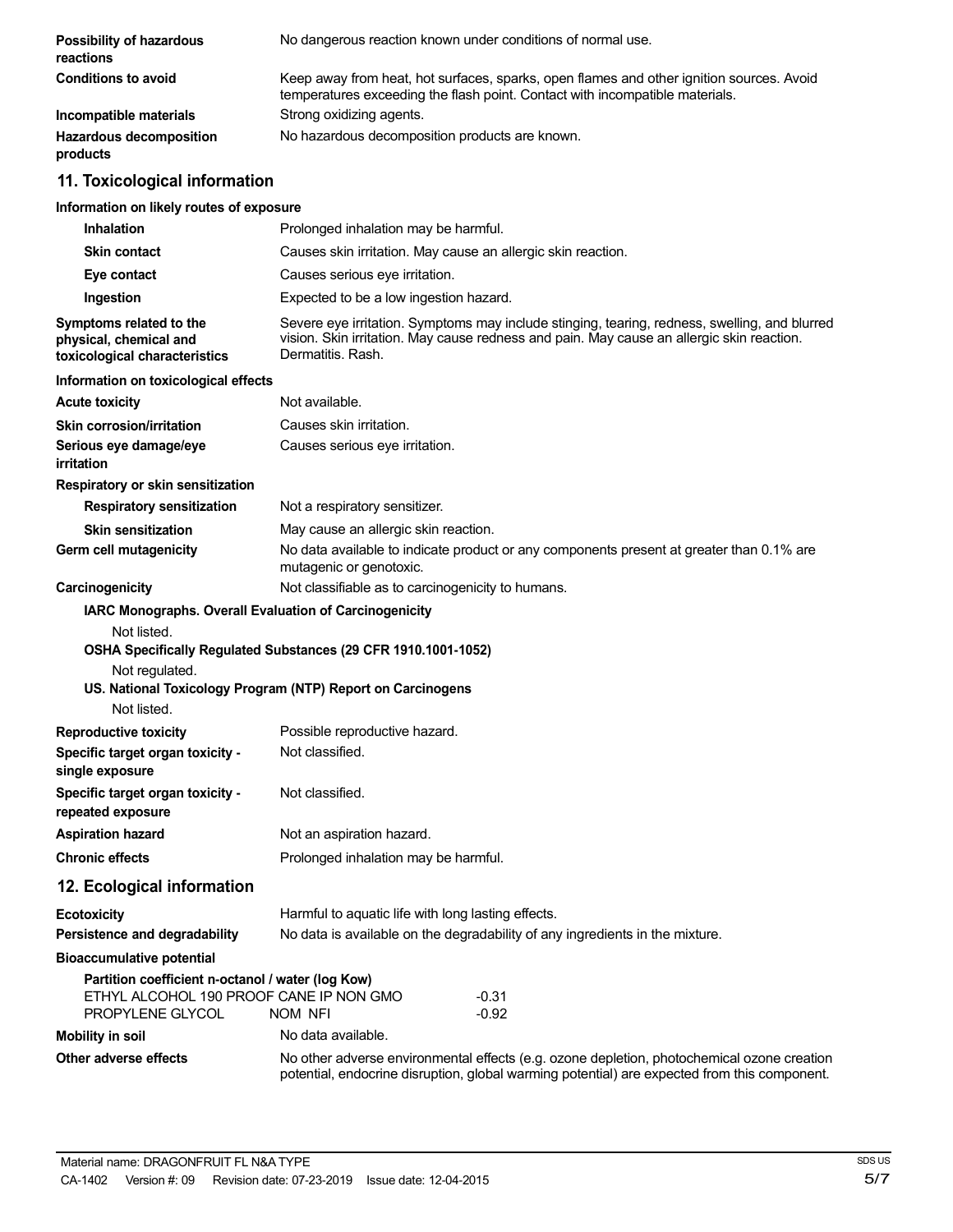| | |
|---|---|
| **Possibility of hazardous reactions** | No dangerous reaction known under conditions of normal use. |
| **Conditions to avoid** | Keep away from heat, hot surfaces, sparks, open flames and other ignition sources. Avoid temperatures exceeding the flash point. Contact with incompatible materials. |
| **Incompatible materials** | Strong oxidizing agents. |
| **Hazardous decomposition products** | No hazardous decomposition products are known. |

## 11. Toxicological information

**Information on likely routes of exposure**

| | |
|---|---|
| **Inhalation** | Prolonged inhalation may be harmful. |
| **Skin contact** | Causes skin irritation. May cause an allergic skin reaction. |
| **Eye contact** | Causes serious eye irritation. |
| **Ingestion** | Expected to be a low ingestion hazard. |
| **Symptoms related to the physical, chemical and toxicological characteristics** | Severe eye irritation. Symptoms may include stinging, tearing, redness, swelling, and blurred vision. Skin irritation. May cause redness and pain. May cause an allergic skin reaction. Dermatitis. Rash. |

**Information on toxicological effects**

| | |
|---|---|
| **Acute toxicity** | Not available. |
| **Skin corrosion/irritation** | Causes skin irritation. |
| **Serious eye damage/eye irritation** | Causes serious eye irritation. |
| **Respiratory or skin sensitization** | |
| **Respiratory sensitization** | Not a respiratory sensitizer. |
| **Skin sensitization** | May cause an allergic skin reaction. |
| **Germ cell mutagenicity** | No data available to indicate product or any components present at greater than 0.1% are mutagenic or genotoxic. |
| **Carcinogenicity** | Not classifiable as to carcinogenicity to humans. |

**IARC Monographs. Overall Evaluation of Carcinogenicity**

Not listed.

**OSHA Specifically Regulated Substances (29 CFR 1910.1001-1052)**

Not regulated.

**US. National Toxicology Program (NTP) Report on Carcinogens**

Not listed.

| | |
|---|---|
| **Reproductive toxicity** | Possible reproductive hazard. |
| **Specific target organ toxicity - single exposure** | Not classified. |
| **Specific target organ toxicity - repeated exposure** | Not classified. |
| **Aspiration hazard** | Not an aspiration hazard. |
| **Chronic effects** | Prolonged inhalation may be harmful. |

## 12. Ecological information

| | |
|---|---|
| **Ecotoxicity** | Harmful to aquatic life with long lasting effects. |
| **Persistence and degradability** | No data is available on the degradability of any ingredients in the mixture. |
| **Bioaccumulative potential** | |

**Partition coefficient n-octanol / water (log Kow)**

| | |
|---|---|
| ETHYL ALCOHOL 190 PROOF CANE IP NON GMO | -0.31 |
| PROPYLENE GLYCOL NOM NFI | -0.92 |

| | |
|---|---|
| **Mobility in soil** | No data available. |
| **Other adverse effects** | No other adverse environmental effects (e.g. ozone depletion, photochemical ozone creation potential, endocrine disruption, global warming potential) are expected from this component. |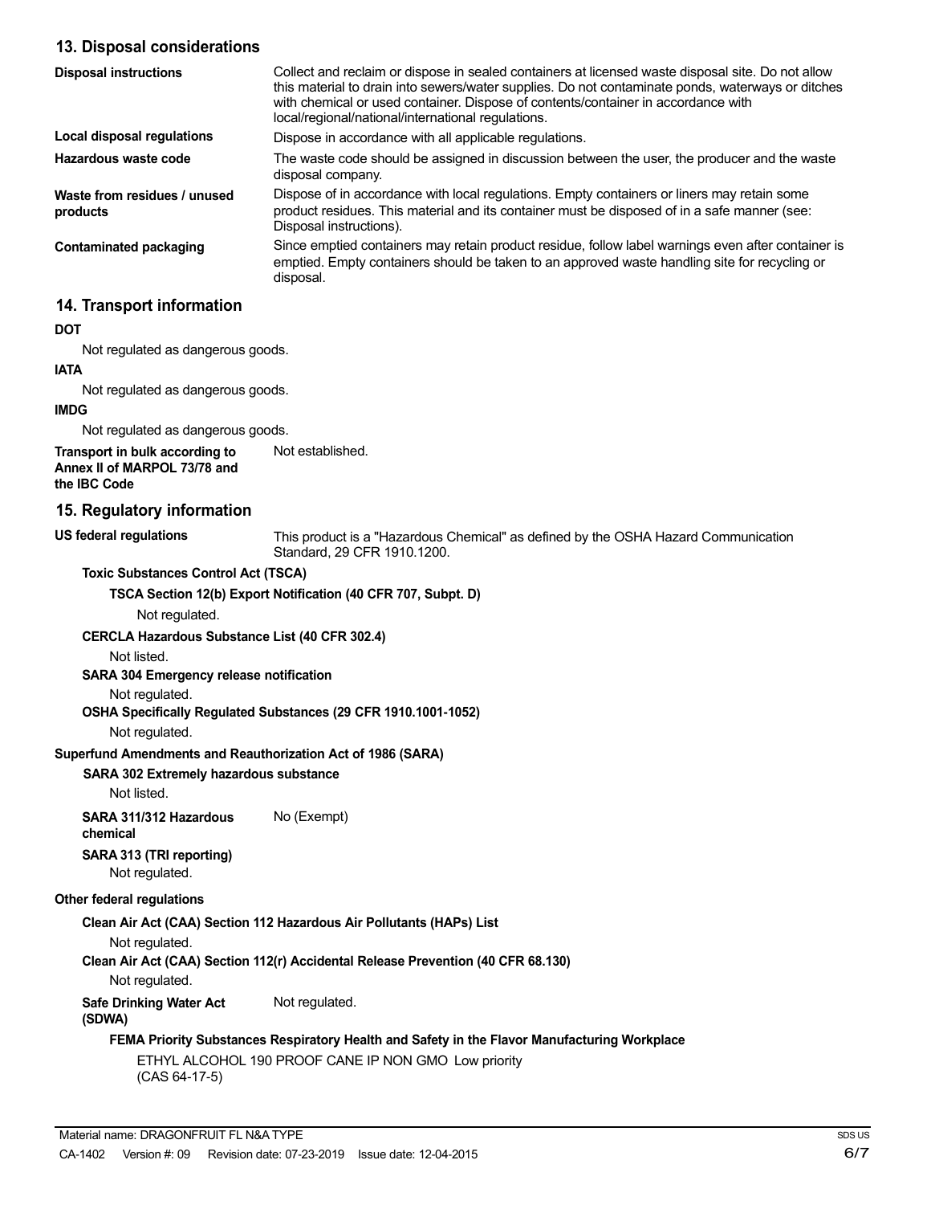## 13. Disposal considerations

| | |
|---|---|
| **Disposal instructions** | Collect and reclaim or dispose in sealed containers at licensed waste disposal site. Do not allow this material to drain into sewers/water supplies. Do not contaminate ponds, waterways or ditches with chemical or used container. Dispose of contents/container in accordance with local/regional/national/international regulations. |
| **Local disposal regulations** | Dispose in accordance with all applicable regulations. |
| **Hazardous waste code** | The waste code should be assigned in discussion between the user, the producer and the waste disposal company. |
| **Waste from residues / unused products** | Dispose of in accordance with local regulations. Empty containers or liners may retain some product residues. This material and its container must be disposed of in a safe manner (see: Disposal instructions). |
| **Contaminated packaging** | Since emptied containers may retain product residue, follow label warnings even after container is emptied. Empty containers should be taken to an approved waste handling site for recycling or disposal. |

## 14. Transport information

**DOT**

Not regulated as dangerous goods.

**IATA**

Not regulated as dangerous goods.

**IMDG**

Not regulated as dangerous goods.

**Transport in bulk according to Annex II of MARPOL 73/78 and the IBC Code** Not established.

## 15. Regulatory information

**US federal regulations** This product is a "Hazardous Chemical" as defined by the OSHA Hazard Communication Standard, 29 CFR 1910.1200.

**Toxic Substances Control Act (TSCA)**

**TSCA Section 12(b) Export Notification (40 CFR 707, Subpt. D)**

Not regulated.

**CERCLA Hazardous Substance List (40 CFR 302.4)**

Not listed.

**SARA 304 Emergency release notification**

Not regulated.

**OSHA Specifically Regulated Substances (29 CFR 1910.1001-1052)**

Not regulated.

**Superfund Amendments and Reauthorization Act of 1986 (SARA)**

**SARA 302 Extremely hazardous substance**

Not listed.

**SARA 311/312 Hazardous chemical** No (Exempt)

**SARA 313 (TRI reporting)**

Not regulated.

**Other federal regulations**

**Clean Air Act (CAA) Section 112 Hazardous Air Pollutants (HAPs) List**

Not regulated.

**Clean Air Act (CAA) Section 112(r) Accidental Release Prevention (40 CFR 68.130)**

Not regulated.

**Safe Drinking Water Act (SDWA)** Not regulated.

**FEMA Priority Substances Respiratory Health and Safety in the Flavor Manufacturing Workplace**

ETHYL ALCOHOL 190 PROOF CANE IP NON GMO Low priority
(CAS 64-17-5)

Material name: DRAGONFRUIT FL N&A TYPE

CA-1402 Version #: 09 Revision date: 07-23-2019 Issue date: 12-04-2015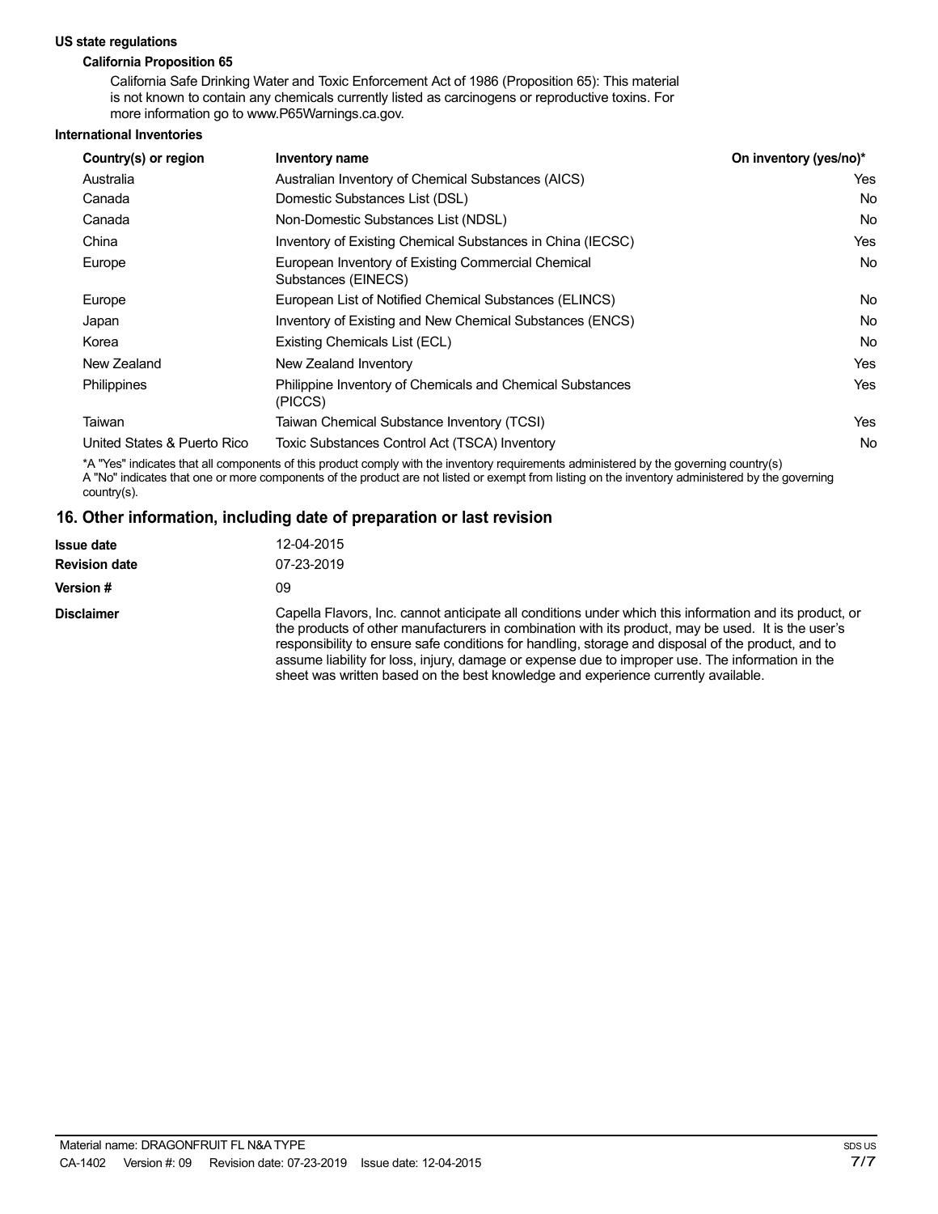**US state regulations**

**California Proposition 65**

California Safe Drinking Water and Toxic Enforcement Act of 1986 (Proposition 65): This material is not known to contain any chemicals currently listed as carcinogens or reproductive toxins. For more information go to www.P65Warnings.ca.gov.

**International Inventories**

| Country(s) or region | Inventory name | On inventory (yes/no)* |
|---|---|---|
| Australia | Australian Inventory of Chemical Substances (AICS) | Yes |
| Canada | Domestic Substances List (DSL) | No |
| Canada | Non-Domestic Substances List (NDSL) | No |
| China | Inventory of Existing Chemical Substances in China (IECSC) | Yes |
| Europe | European Inventory of Existing Commercial Chemical Substances (EINECS) | No |
| Europe | European List of Notified Chemical Substances (ELINCS) | No |
| Japan | Inventory of Existing and New Chemical Substances (ENCS) | No |
| Korea | Existing Chemicals List (ECL) | No |
| New Zealand | New Zealand Inventory | Yes |
| Philippines | Philippine Inventory of Chemicals and Chemical Substances (PICCS) | Yes |
| Taiwan | Taiwan Chemical Substance Inventory (TCSI) | Yes |
| United States & Puerto Rico | Toxic Substances Control Act (TSCA) Inventory | No |

*A "Yes" indicates that all components of this product comply with the inventory requirements administered by the governing country(s)
A "No" indicates that one or more components of the product are not listed or exempt from listing on the inventory administered by the governing country(s).

## 16. Other information, including date of preparation or last revision

**Issue date** 12-04-2015

**Revision date** 07-23-2019

**Version #** 09

**Disclaimer** Capella Flavors, Inc. cannot anticipate all conditions under which this information and its product, or the products of other manufacturers in combination with its product, may be used. It is the user's responsibility to ensure safe conditions for handling, storage and disposal of the product, and to assume liability for loss, injury, damage or expense due to improper use. The information in the sheet was written based on the best knowledge and experience currently available.